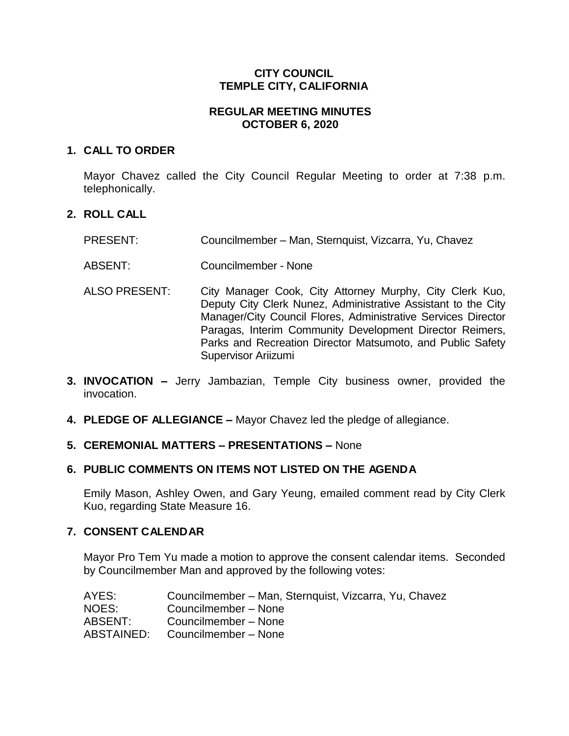**CITY COUNCIL**
**TEMPLE CITY, CALIFORNIA**

**REGULAR MEETING MINUTES**
**OCTOBER 6, 2020**

**1. CALL TO ORDER**

Mayor Chavez called the City Council Regular Meeting to order at 7:38 p.m. telephonically.

**2. ROLL CALL**

| | |
|---|---|
| PRESENT: | Councilmember – Man, Sternquist, Vizcarra, Yu, Chavez |
| ABSENT: | Councilmember - None |
| ALSO PRESENT: | City Manager Cook, City Attorney Murphy, City Clerk Kuo, Deputy City Clerk Nunez, Administrative Assistant to the City Manager/City Council Flores, Administrative Services Director Paragas, Interim Community Development Director Reimers, Parks and Recreation Director Matsumoto, and Public Safety Supervisor Ariizumi |

**3. INVOCATION –** Jerry Jambazian, Temple City business owner, provided the invocation.

**4. PLEDGE OF ALLEGIANCE –** Mayor Chavez led the pledge of allegiance.

**5. CEREMONIAL MATTERS – PRESENTATIONS –** None

**6. PUBLIC COMMENTS ON ITEMS NOT LISTED ON THE AGENDA**

Emily Mason, Ashley Owen, and Gary Yeung, emailed comment read by City Clerk Kuo, regarding State Measure 16.

**7. CONSENT CALENDAR**

Mayor Pro Tem Yu made a motion to approve the consent calendar items. Seconded by Councilmember Man and approved by the following votes:

| | |
|---|---|
| AYES: | Councilmember – Man, Sternquist, Vizcarra, Yu, Chavez |
| NOES: | Councilmember – None |
| ABSENT: | Councilmember – None |
| ABSTAINED: | Councilmember – None |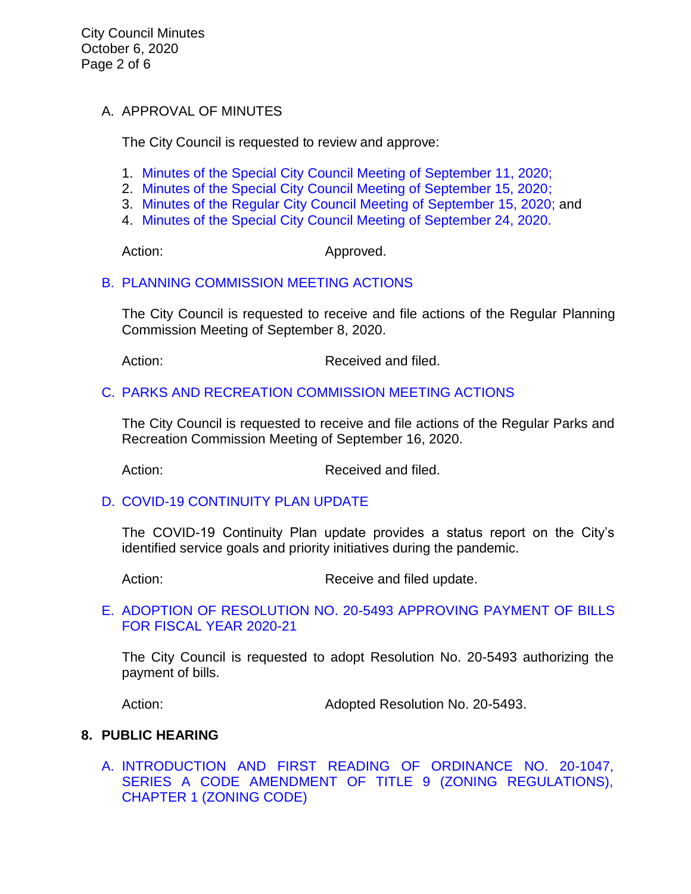A. APPROVAL OF MINUTES

The City Council is requested to review and approve:

1. Minutes of the Special City Council Meeting of September 11, 2020;
2. Minutes of the Special City Council Meeting of September 15, 2020;
3. Minutes of the Regular City Council Meeting of September 15, 2020; and
4. Minutes of the Special City Council Meeting of September 24, 2020.

Action: Approved.

B. PLANNING COMMISSION MEETING ACTIONS

The City Council is requested to receive and file actions of the Regular Planning Commission Meeting of September 8, 2020.

Action: Received and filed.

C. PARKS AND RECREATION COMMISSION MEETING ACTIONS

The City Council is requested to receive and file actions of the Regular Parks and Recreation Commission Meeting of September 16, 2020.

Action: Received and filed.

D. COVID-19 CONTINUITY PLAN UPDATE

The COVID-19 Continuity Plan update provides a status report on the City's identified service goals and priority initiatives during the pandemic.

Action: Receive and filed update.

E. ADOPTION OF RESOLUTION NO. 20-5493 APPROVING PAYMENT OF BILLS FOR FISCAL YEAR 2020-21

The City Council is requested to adopt Resolution No. 20-5493 authorizing the payment of bills.

Action: Adopted Resolution No. 20-5493.

## 8. PUBLIC HEARING

A. INTRODUCTION AND FIRST READING OF ORDINANCE NO. 20-1047, SERIES A CODE AMENDMENT OF TITLE 9 (ZONING REGULATIONS), CHAPTER 1 (ZONING CODE)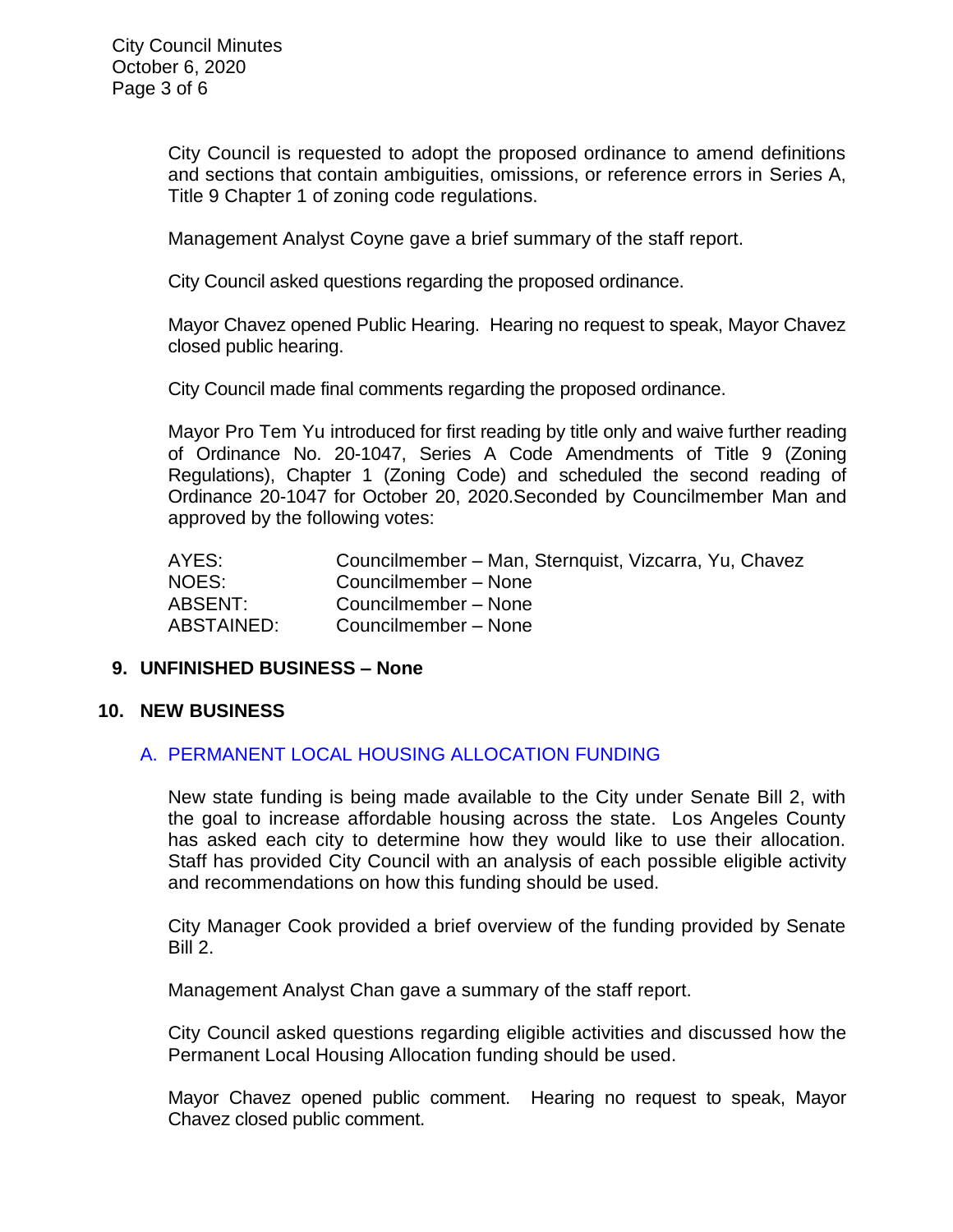City Council is requested to adopt the proposed ordinance to amend definitions and sections that contain ambiguities, omissions, or reference errors in Series A, Title 9 Chapter 1 of zoning code regulations.

Management Analyst Coyne gave a brief summary of the staff report.

City Council asked questions regarding the proposed ordinance.

Mayor Chavez opened Public Hearing. Hearing no request to speak, Mayor Chavez closed public hearing.

City Council made final comments regarding the proposed ordinance.

Mayor Pro Tem Yu introduced for first reading by title only and waive further reading of Ordinance No. 20-1047, Series A Code Amendments of Title 9 (Zoning Regulations), Chapter 1 (Zoning Code) and scheduled the second reading of Ordinance 20-1047 for October 20, 2020.Seconded by Councilmember Man and approved by the following votes:

| | |
|---|---|
| AYES: | Councilmember – Man, Sternquist, Vizcarra, Yu, Chavez |
| NOES: | Councilmember – None |
| ABSENT: | Councilmember – None |
| ABSTAINED: | Councilmember – None |

## 9. UNFINISHED BUSINESS – None

## 10. NEW BUSINESS

### A. PERMANENT LOCAL HOUSING ALLOCATION FUNDING

New state funding is being made available to the City under Senate Bill 2, with the goal to increase affordable housing across the state. Los Angeles County has asked each city to determine how they would like to use their allocation. Staff has provided City Council with an analysis of each possible eligible activity and recommendations on how this funding should be used.

City Manager Cook provided a brief overview of the funding provided by Senate Bill 2.

Management Analyst Chan gave a summary of the staff report.

City Council asked questions regarding eligible activities and discussed how the Permanent Local Housing Allocation funding should be used.

Mayor Chavez opened public comment. Hearing no request to speak, Mayor Chavez closed public comment.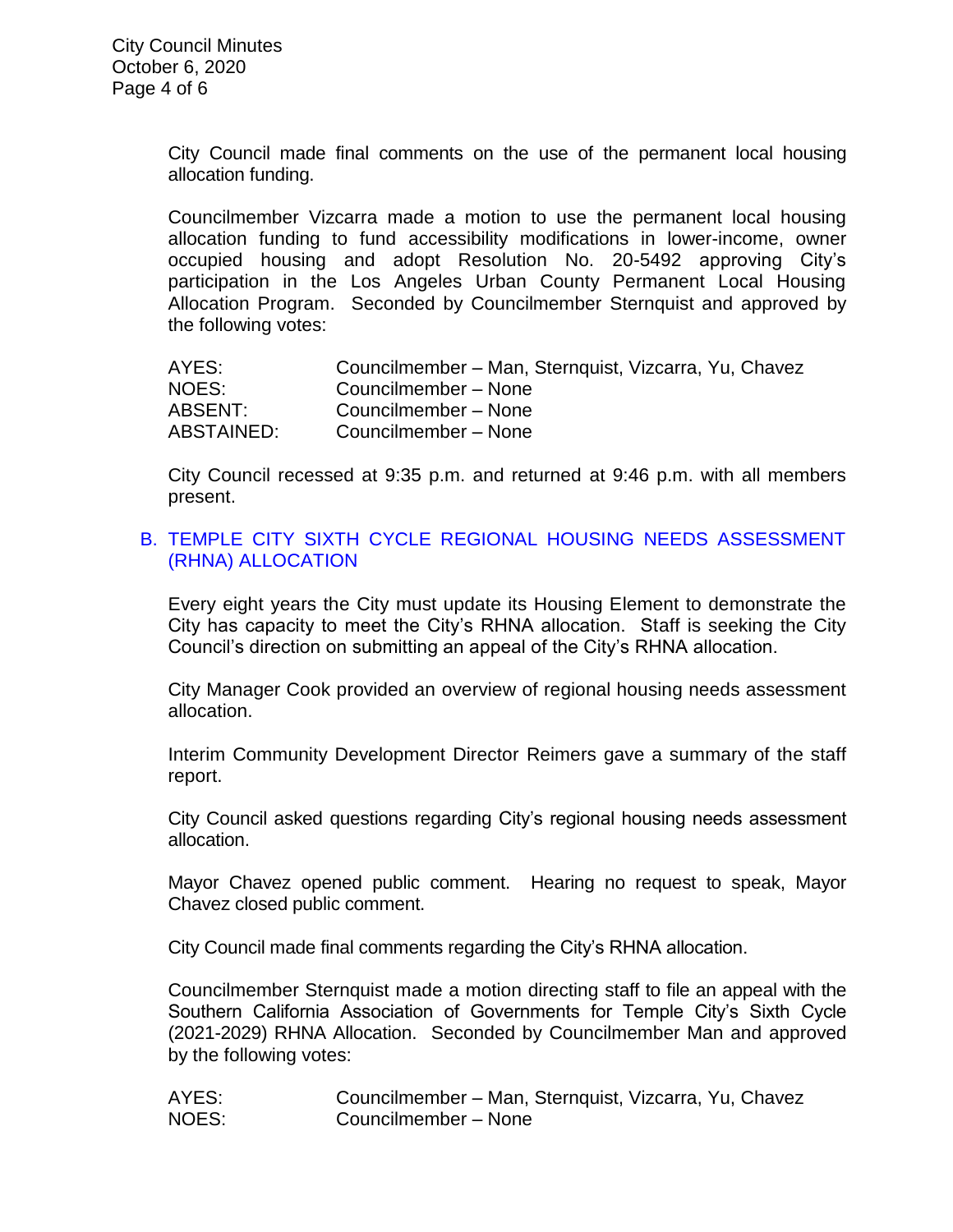City Council made final comments on the use of the permanent local housing allocation funding.

Councilmember Vizcarra made a motion to use the permanent local housing allocation funding to fund accessibility modifications in lower-income, owner occupied housing and adopt Resolution No. 20-5492 approving City's participation in the Los Angeles Urban County Permanent Local Housing Allocation Program. Seconded by Councilmember Sternquist and approved by the following votes:

| | |
|---|---|
| AYES: | Councilmember – Man, Sternquist, Vizcarra, Yu, Chavez |
| NOES: | Councilmember – None |
| ABSENT: | Councilmember – None |
| ABSTAINED: | Councilmember – None |

City Council recessed at 9:35 p.m. and returned at 9:46 p.m. with all members present.

## B. TEMPLE CITY SIXTH CYCLE REGIONAL HOUSING NEEDS ASSESSMENT (RHNA) ALLOCATION

Every eight years the City must update its Housing Element to demonstrate the City has capacity to meet the City's RHNA allocation. Staff is seeking the City Council's direction on submitting an appeal of the City's RHNA allocation.

City Manager Cook provided an overview of regional housing needs assessment allocation.

Interim Community Development Director Reimers gave a summary of the staff report.

City Council asked questions regarding City's regional housing needs assessment allocation.

Mayor Chavez opened public comment. Hearing no request to speak, Mayor Chavez closed public comment.

City Council made final comments regarding the City's RHNA allocation.

Councilmember Sternquist made a motion directing staff to file an appeal with the Southern California Association of Governments for Temple City's Sixth Cycle (2021-2029) RHNA Allocation. Seconded by Councilmember Man and approved by the following votes:

| | |
|---|---|
| AYES: | Councilmember – Man, Sternquist, Vizcarra, Yu, Chavez |
| NOES: | Councilmember – None |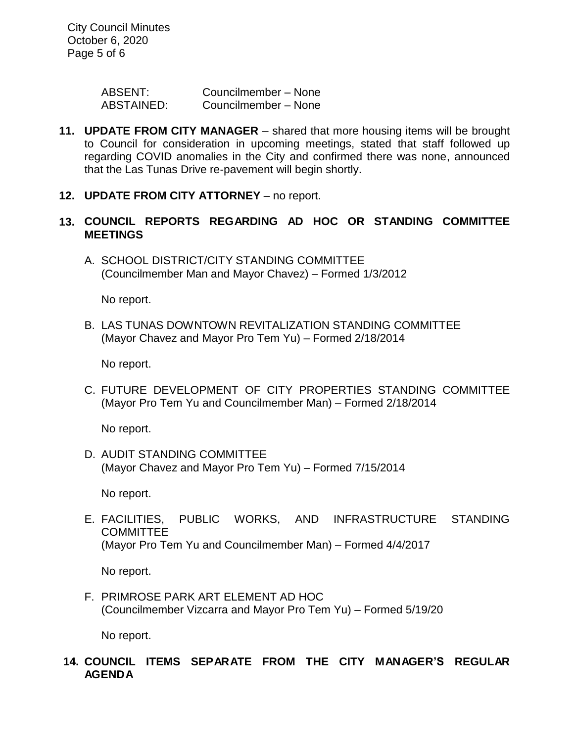| | |
|---|---|
| ABSENT: | Councilmember – None |
| ABSTAINED: | Councilmember – None |

**11. UPDATE FROM CITY MANAGER** – shared that more housing items will be brought to Council for consideration in upcoming meetings, stated that staff followed up regarding COVID anomalies in the City and confirmed there was none, announced that the Las Tunas Drive re-pavement will begin shortly.

**12. UPDATE FROM CITY ATTORNEY** – no report.

**13. COUNCIL REPORTS REGARDING AD HOC OR STANDING COMMITTEE MEETINGS**

A. SCHOOL DISTRICT/CITY STANDING COMMITTEE
(Councilmember Man and Mayor Chavez) – Formed 1/3/2012

No report.

B. LAS TUNAS DOWNTOWN REVITALIZATION STANDING COMMITTEE
(Mayor Chavez and Mayor Pro Tem Yu) – Formed 2/18/2014

No report.

C. FUTURE DEVELOPMENT OF CITY PROPERTIES STANDING COMMITTEE
(Mayor Pro Tem Yu and Councilmember Man) – Formed 2/18/2014

No report.

D. AUDIT STANDING COMMITTEE
(Mayor Chavez and Mayor Pro Tem Yu) – Formed 7/15/2014

No report.

E. FACILITIES, PUBLIC WORKS, AND INFRASTRUCTURE STANDING COMMITTEE
(Mayor Pro Tem Yu and Councilmember Man) – Formed 4/4/2017

No report.

F. PRIMROSE PARK ART ELEMENT AD HOC
(Councilmember Vizcarra and Mayor Pro Tem Yu) – Formed 5/19/20

No report.

**14. COUNCIL ITEMS SEPARATE FROM THE CITY MANAGER'S REGULAR AGENDA**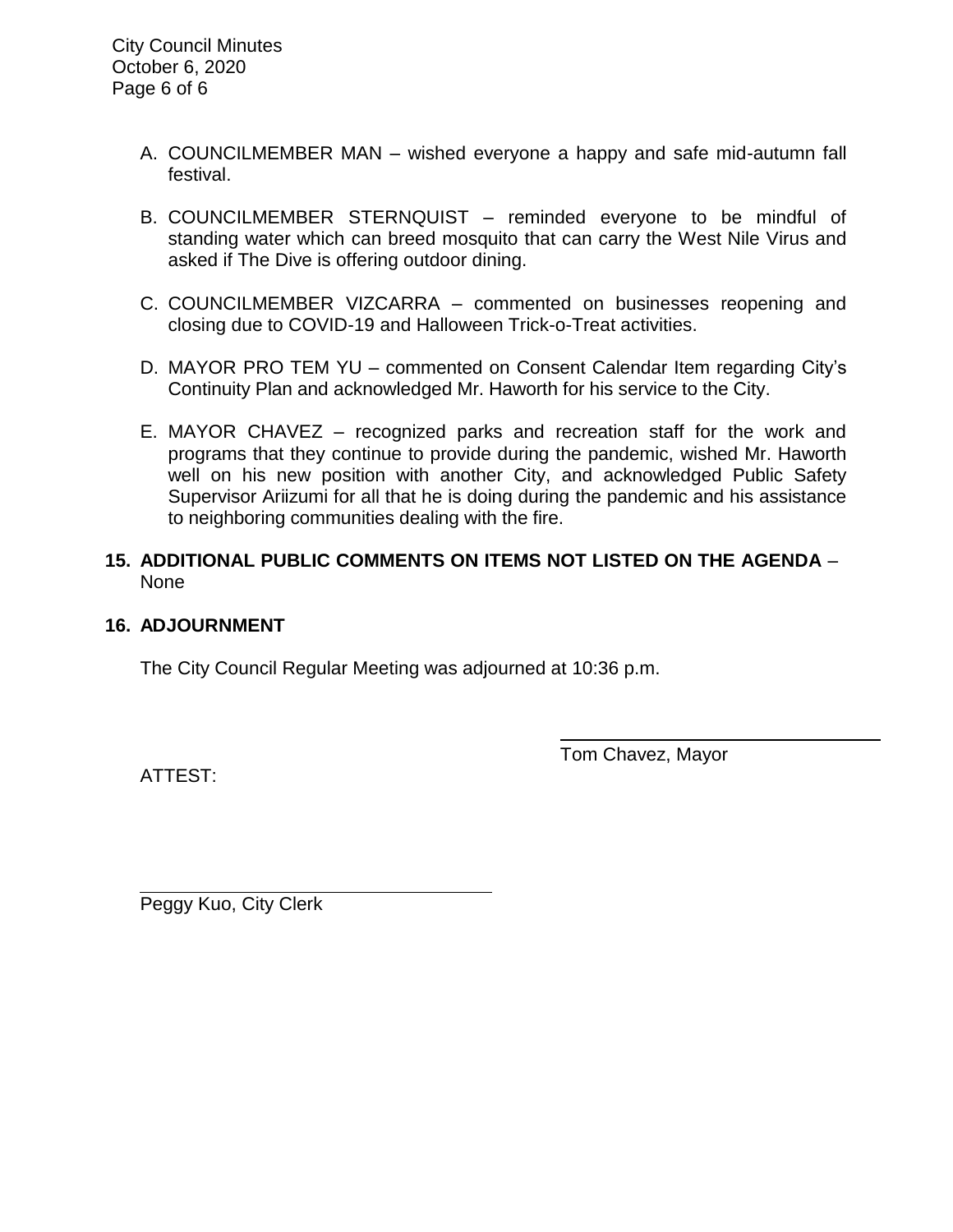A. COUNCILMEMBER MAN – wished everyone a happy and safe mid-autumn fall festival.

B. COUNCILMEMBER STERNQUIST – reminded everyone to be mindful of standing water which can breed mosquito that can carry the West Nile Virus and asked if The Dive is offering outdoor dining.

C. COUNCILMEMBER VIZCARRA – commented on businesses reopening and closing due to COVID-19 and Halloween Trick-o-Treat activities.

D. MAYOR PRO TEM YU – commented on Consent Calendar Item regarding City's Continuity Plan and acknowledged Mr. Haworth for his service to the City.

E. MAYOR CHAVEZ – recognized parks and recreation staff for the work and programs that they continue to provide during the pandemic, wished Mr. Haworth well on his new position with another City, and acknowledged Public Safety Supervisor Ariizumi for all that he is doing during the pandemic and his assistance to neighboring communities dealing with the fire.

**15. ADDITIONAL PUBLIC COMMENTS ON ITEMS NOT LISTED ON THE AGENDA** – None

**16. ADJOURNMENT**

The City Council Regular Meeting was adjourned at 10:36 p.m.

\_\_\_\_\_\_\_\_\_\_\_\_\_\_\_\_\_\_\_\_\_\_\_\_\_\_\_\_\_\_\_\_
Tom Chavez, Mayor

ATTEST:

\_\_\_\_\_\_\_\_\_\_\_\_\_\_\_\_\_\_\_\_\_\_\_\_\_\_\_\_\_\_\_\_
Peggy Kuo, City Clerk